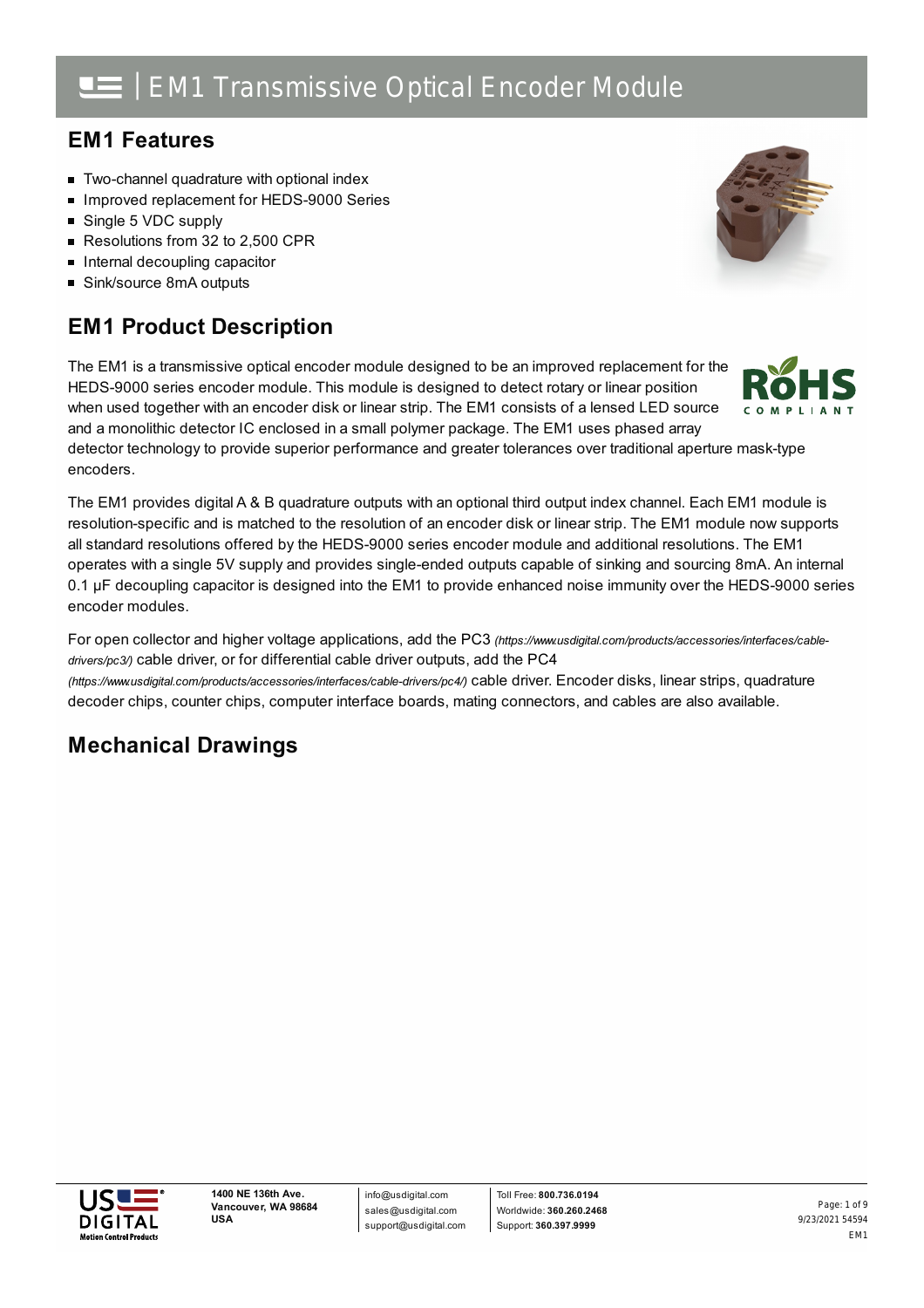# EM1 Transmissive Optical Encoder Module

## EM1 Features

- Two-channel quadrature with optional index
- Improved replacement for HEDS-9000 Series
- Single 5 VDC supply
- Resolutions from 32 to 2,500 CPR
- Internal decoupling capacitor
- Sink/source 8mA outputs

## EM1 Product Description

The EM1 is a transmissive optical encoder module designed to be an improved replacement for the HEDS-9000 series encoder module. This module is designed to detect rotary or linear position when used together with an encoder disk or linear strip. The EM1 consists of a lensed LED source and a monolithic detector IC enclosed in a small polymer package. The EM1 uses phased array detector technology to provide superior performance and greater tolerances over traditional aperture mask-type encoders.

The EM1 provides digital A & B quadrature outputs with an optional third output index channel. Each EM1 module is resolution-specific and is matched to the resolution of an encoder disk or linear strip. The EM1 module now supports all standard resolutions offered by the HEDS-9000 series encoder module and additional resolutions. The EM1 operates with a single 5V supply and provides single-ended outputs capable of sinking and sourcing 8mA. An internal 0.1 µF decoupling capacitor is designed into the EM1 to provide enhanced noise immunity over the HEDS-9000 series encoder modules.

For open collector and higher voltage applications, add the PC3 *(https://www.usdigital.com/products/accessories/interfaces/cable-drivers/pc3/)* cable driver, or for differential cable driver outputs, add the PC4 *(https://www.usdigital.com/products/accessories/interfaces/cable-drivers/pc4/)* cable driver. Encoder disks, linear strips, quadrature decoder chips, counter chips, computer interface boards, mating connectors, and cables are also available.

## Mechanical Drawings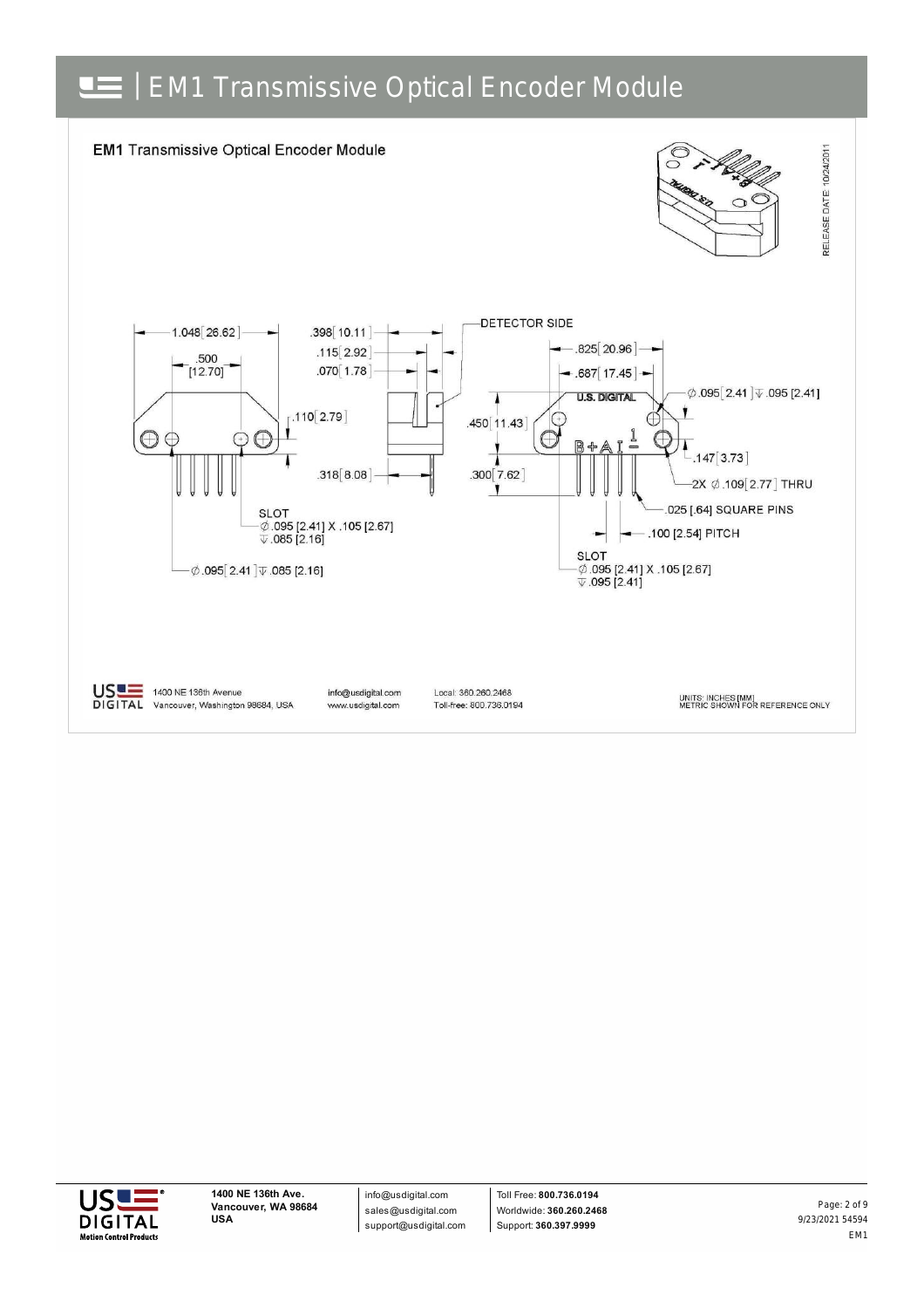# EM1 Transmissive Optical Encoder Module

## EM1 Transmissive Optical Encoder Module

RELEASE DATE: 10/24/2011

1.048 [26.62]

.500 [12.70]

.110 [2.79]

.398 [10.11]

.115 [2.92]

.070 [1.78]

DETECTOR SIDE

.318 [8.08]

.825 [20.96]

.687 [17.45]

U.S. DIGITAL

∅ .095 [2.41] ↧ .095 [2.41]

.450 [11.43]

B + A I 1

.147 [3.73]

.300 [7.62]

2X ∅ .109 [2.77] THRU

.025 [.64] SQUARE PINS

.100 [2.54] PITCH

SLOT
∅ .095 [2.41] X .105 [2.67]
↧ .085 [2.16]

∅ .095 [2.41] ↧ .085 [2.16]

SLOT
∅ .095 [2.41] X .105 [2.67]
↧ .095 [2.41]

US DIGITAL 1400 NE 136th Avenue
Vancouver, Washington 98684, USA

info@usdigital.com
www.usdigital.com

Local: 360.260.2468
Toll-free: 800.736.0194

UNITS: INCHES [MM]
METRIC SHOWN FOR REFERENCE ONLY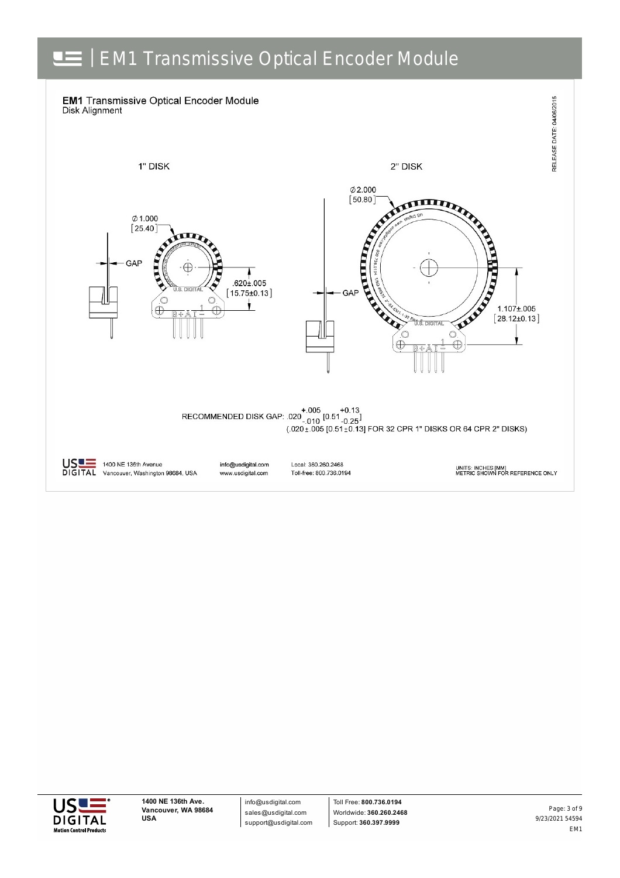# EM1 Transmissive Optical Encoder Module

**EM1** Transmissive Optical Encoder Module
Disk Alignment

RELEASE DATE: 04/06/2015

1" DISK

Ø 1.000 [25.40]

GAP

.620±.005 [15.75±0.13]

2" DISK

Ø 2.000 [50.80]

GAP

1.107±.005 [28.12±0.13]

RECOMMENDED DISK GAP: $.020^{+.005}_{-.010}$ $[0.51^{+0.13}_{-0.25}]$
(.020±.005 [0.51±0.13] FOR 32 CPR 1" DISKS OR 64 CPR 2" DISKS)

1400 NE 136th Avenue
Vancouver, Washington 98684, USA

info@usdigital.com
www.usdigital.com

Local: 360.260.2468
Toll-free: 800.736.0194

UNITS: INCHES [MM]
METRIC SHOWN FOR REFERENCE ONLY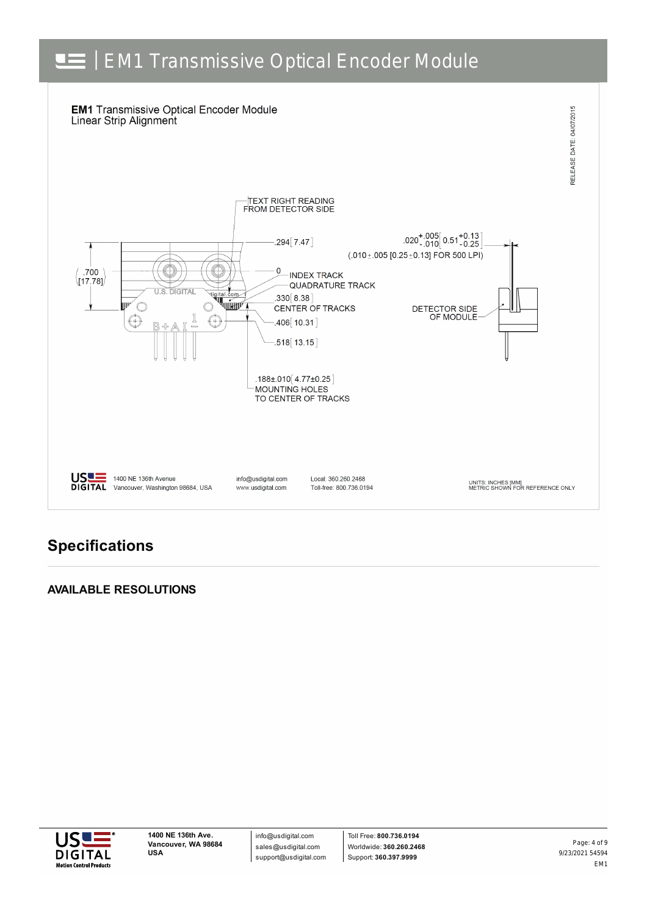**EM1** Transmissive Optical Encoder Module
Linear Strip Alignment

RELEASE DATE: 04/07/2015

TEXT RIGHT READING FROM DETECTOR SIDE

.294 [7.47]

$.020^{+.005}_{-.010}$ [ $0.51^{+0.13}_{-0.25}$ ]

(.010±.005 [0.25±0.13] FOR 500 LPI)

.700 [17.78]

0 INDEX TRACK

QUADRATURE TRACK

.330 [8.38] CENTER OF TRACKS

.406 [10.31]

.518 [13.15]

DETECTOR SIDE OF MODULE

.188±.010 [4.77±0.25] MOUNTING HOLES TO CENTER OF TRACKS

U.S. DIGITAL

B + A I 1

1400 NE 136th Avenue
Vancouver, Washington 98684, USA

info@usdigital.com
www.usdigital.com

Local: 360.260.2468
Toll-free: 800.736.0194

UNITS: INCHES [MM]
METRIC SHOWN FOR REFERENCE ONLY

## Specifications

### AVAILABLE RESOLUTIONS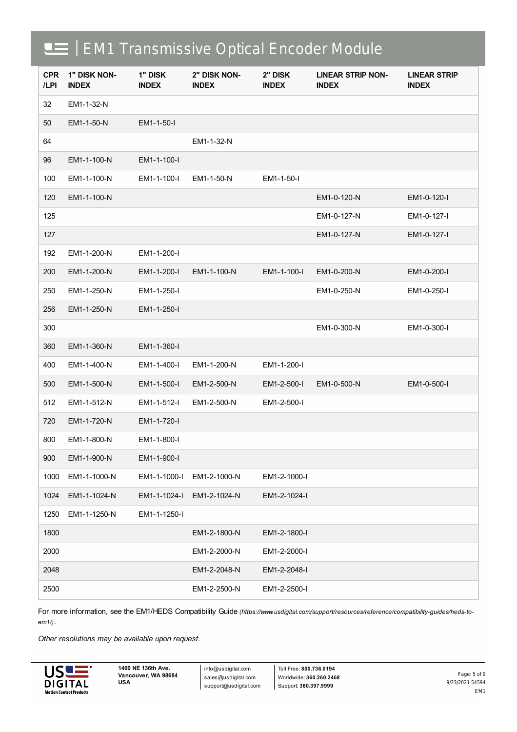# EM1 Transmissive Optical Encoder Module

| CPR /LPI | 1" DISK NON-INDEX | 1" DISK INDEX | 2" DISK NON-INDEX | 2" DISK INDEX | LINEAR STRIP NON-INDEX | LINEAR STRIP INDEX |
|---|---|---|---|---|---|---|
| 32 | EM1-1-32-N | | | | | |
| 50 | EM1-1-50-N | EM1-1-50-I | | | | |
| 64 | | | EM1-1-32-N | | | |
| 96 | EM1-1-100-N | EM1-1-100-I | | | | |
| 100 | EM1-1-100-N | EM1-1-100-I | EM1-1-50-N | EM1-1-50-I | | |
| 120 | EM1-1-100-N | | | | EM1-0-120-N | EM1-0-120-I |
| 125 | | | | | EM1-0-127-N | EM1-0-127-I |
| 127 | | | | | EM1-0-127-N | EM1-0-127-I |
| 192 | EM1-1-200-N | EM1-1-200-I | | | | |
| 200 | EM1-1-200-N | EM1-1-200-I | EM1-1-100-N | EM1-1-100-I | EM1-0-200-N | EM1-0-200-I |
| 250 | EM1-1-250-N | EM1-1-250-I | | | EM1-0-250-N | EM1-0-250-I |
| 256 | EM1-1-250-N | EM1-1-250-I | | | | |
| 300 | | | | | EM1-0-300-N | EM1-0-300-I |
| 360 | EM1-1-360-N | EM1-1-360-I | | | | |
| 400 | EM1-1-400-N | EM1-1-400-I | EM1-1-200-N | EM1-1-200-I | | |
| 500 | EM1-1-500-N | EM1-1-500-I | EM1-2-500-N | EM1-2-500-I | EM1-0-500-N | EM1-0-500-I |
| 512 | EM1-1-512-N | EM1-1-512-I | EM1-2-500-N | EM1-2-500-I | | |
| 720 | EM1-1-720-N | EM1-1-720-I | | | | |
| 800 | EM1-1-800-N | EM1-1-800-I | | | | |
| 900 | EM1-1-900-N | EM1-1-900-I | | | | |
| 1000 | EM1-1-1000-N | EM1-1-1000-I | EM1-2-1000-N | EM1-2-1000-I | | |
| 1024 | EM1-1-1024-N | EM1-1-1024-I | EM1-2-1024-N | EM1-2-1024-I | | |
| 1250 | EM1-1-1250-N | EM1-1-1250-I | | | | |
| 1800 | | | EM1-2-1800-N | EM1-2-1800-I | | |
| 2000 | | | EM1-2-2000-N | EM1-2-2000-I | | |
| 2048 | | | EM1-2-2048-N | EM1-2-2048-I | | |
| 2500 | | | EM1-2-2500-N | EM1-2-2500-I | | |

For more information, see the EM1/HEDS Compatibility Guide *(https://www.usdigital.com/support/resources/reference/compatibility-guides/heds-to-em1/)*.

*Other resolutions may be available upon request.*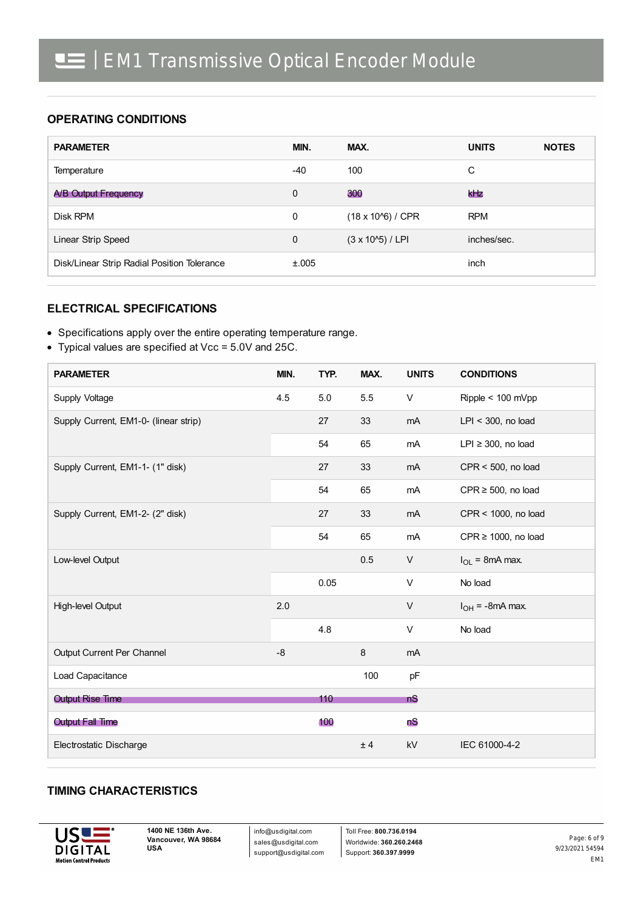# EM1 Transmissive Optical Encoder Module

## OPERATING CONDITIONS

| PARAMETER | MIN. | MAX. | UNITS | NOTES |
|---|---|---|---|---|
| Temperature | -40 | 100 | C | |
| A/B Output Frequency | 0 | 300 | kHz | |
| Disk RPM | 0 | (18 x 10^6) / CPR | RPM | |
| Linear Strip Speed | 0 | (3 x 10^5) / LPI | inches/sec. | |
| Disk/Linear Strip Radial Position Tolerance | ±.005 | | inch | |

## ELECTRICAL SPECIFICATIONS

- Specifications apply over the entire operating temperature range.
- Typical values are specified at Vcc = 5.0V and 25C.

| PARAMETER | MIN. | TYP. | MAX. | UNITS | CONDITIONS |
|---|---|---|---|---|---|
| Supply Voltage | 4.5 | 5.0 | 5.5 | V | Ripple < 100 mVpp |
| Supply Current, EM1-0- (linear strip) | | 27 | 33 | mA | LPI < 300, no load |
| | | 54 | 65 | mA | LPI ≥ 300, no load |
| Supply Current, EM1-1- (1" disk) | | 27 | 33 | mA | CPR < 500, no load |
| | | 54 | 65 | mA | CPR ≥ 500, no load |
| Supply Current, EM1-2- (2" disk) | | 27 | 33 | mA | CPR < 1000, no load |
| | | 54 | 65 | mA | CPR ≥ 1000, no load |
| Low-level Output | | | 0.5 | V | $I_{OL}$ = 8mA max. |
| | | 0.05 | | V | No load |
| High-level Output | 2.0 | | | V | $I_{OH}$ = -8mA max. |
| | | 4.8 | | V | No load |
| Output Current Per Channel | -8 | | 8 | mA | |
| Load Capacitance | | | 100 | pF | |
| Output Rise Time | | 110 | | nS | |
| Output Fall Time | | 100 | | nS | |
| Electrostatic Discharge | | | ± 4 | kV | IEC 61000-4-2 |

## TIMING CHARACTERISTICS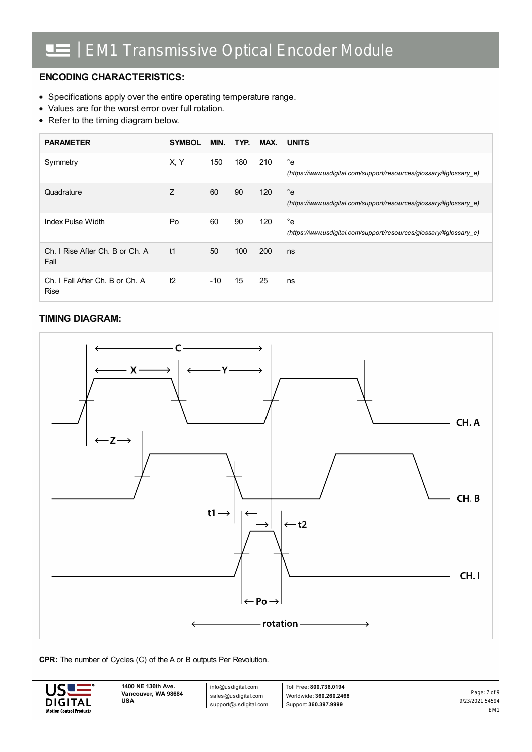## ENCODING CHARACTERISTICS:

- Specifications apply over the entire operating temperature range.
- Values are for the worst error over full rotation.
- Refer to the timing diagram below.

| PARAMETER | SYMBOL | MIN. | TYP. | MAX. | UNITS |
|---|---|---|---|---|---|
| Symmetry | X, Y | 150 | 180 | 210 | °e *(https://www.usdigital.com/support/resources/glossary/#glossary_e)* |
| Quadrature | Z | 60 | 90 | 120 | °e *(https://www.usdigital.com/support/resources/glossary/#glossary_e)* |
| Index Pulse Width | Po | 60 | 90 | 120 | °e *(https://www.usdigital.com/support/resources/glossary/#glossary_e)* |
| Ch. I Rise After Ch. B or Ch. A Fall | t1 | 50 | 100 | 200 | ns |
| Ch. I Fall After Ch. B or Ch. A Rise | t2 | -10 | 15 | 25 | ns |

## TIMING DIAGRAM:

C, X, Y, Z, CH. A, CH. B, t1, t2, CH. I, Po, rotation

**CPR:** The number of Cycles (C) of the A or B outputs Per Revolution.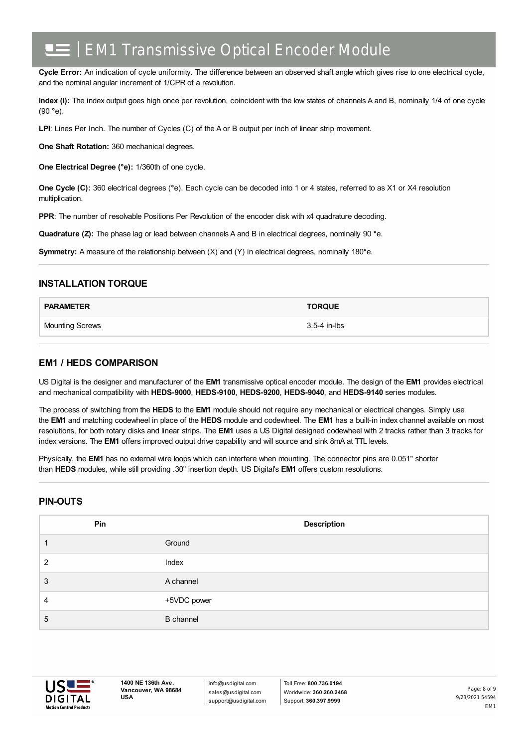**Cycle Error:** An indication of cycle uniformity. The difference between an observed shaft angle which gives rise to one electrical cycle, and the nominal angular increment of 1/CPR of a revolution.

**Index (I):** The index output goes high once per revolution, coincident with the low states of channels A and B, nominally 1/4 of one cycle (90 °e).

**LPI**: Lines Per Inch. The number of Cycles (C) of the A or B output per inch of linear strip movement.

**One Shaft Rotation:** 360 mechanical degrees.

**One Electrical Degree (°e):** 1/360th of one cycle.

**One Cycle (C):** 360 electrical degrees (°e). Each cycle can be decoded into 1 or 4 states, referred to as X1 or X4 resolution multiplication.

**PPR**: The number of resolvable Positions Per Revolution of the encoder disk with x4 quadrature decoding.

**Quadrature (Z):** The phase lag or lead between channels A and B in electrical degrees, nominally 90 °e.

**Symmetry:** A measure of the relationship between (X) and (Y) in electrical degrees, nominally 180°e.

## INSTALLATION TORQUE

| PARAMETER | TORQUE |
|---|---|
| Mounting Screws | 3.5-4 in-lbs |

## EM1 / HEDS COMPARISON

US Digital is the designer and manufacturer of the **EM1** transmissive optical encoder module. The design of the **EM1** provides electrical and mechanical compatibility with **HEDS-9000**, **HEDS-9100**, **HEDS-9200**, **HEDS-9040**, and **HEDS-9140** series modules.

The process of switching from the **HEDS** to the **EM1** module should not require any mechanical or electrical changes. Simply use the **EM1** and matching codewheel in place of the **HEDS** module and codewheel. The **EM1** has a built-in index channel available on most resolutions, for both rotary disks and linear strips. The **EM1** uses a US Digital designed codewheel with 2 tracks rather than 3 tracks for index versions. The **EM1** offers improved output drive capability and will source and sink 8mA at TTL levels.

Physically, the **EM1** has no external wire loops which can interfere when mounting. The connector pins are 0.051" shorter than **HEDS** modules, while still providing .30" insertion depth. US Digital's **EM1** offers custom resolutions.

## PIN-OUTS

| Pin | Description |
|---|---|
| 1 | Ground |
| 2 | Index |
| 3 | A channel |
| 4 | +5VDC power |
| 5 | B channel |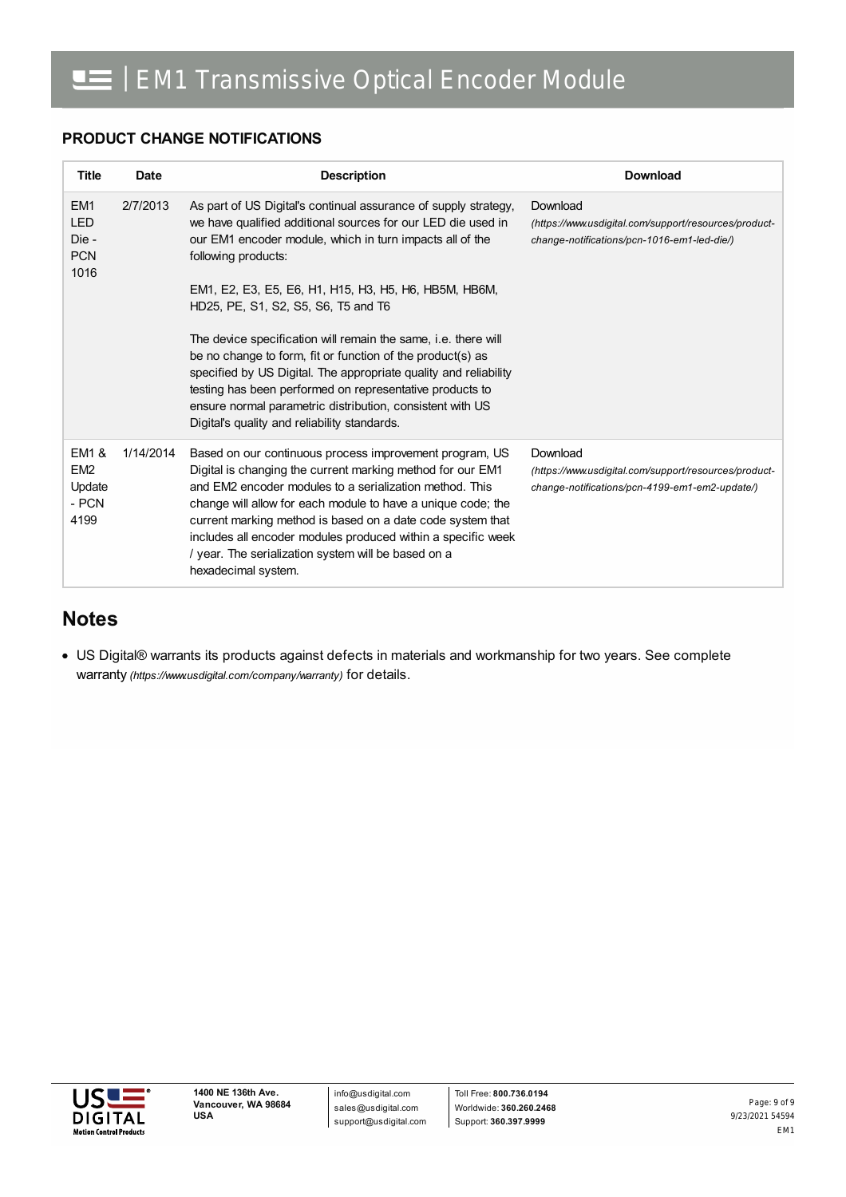### PRODUCT CHANGE NOTIFICATIONS

| Title | Date | Description | Download |
|---|---|---|---|
| EM1 LED Die - PCN 1016 | 2/7/2013 | As part of US Digital's continual assurance of supply strategy, we have qualified additional sources for our LED die used in our EM1 encoder module, which in turn impacts all of the following products:<br><br>EM1, E2, E3, E5, E6, H1, H15, H3, H5, H6, HB5M, HB6M, HD25, PE, S1, S2, S5, S6, T5 and T6<br><br>The device specification will remain the same, i.e. there will be no change to form, fit or function of the product(s) as specified by US Digital. The appropriate quality and reliability testing has been performed on representative products to ensure normal parametric distribution, consistent with US Digital's quality and reliability standards. | Download *(https://www.usdigital.com/support/resources/product-change-notifications/pcn-1016-em1-led-die/)* |
| EM1 & EM2 Update - PCN 4199 | 1/14/2014 | Based on our continuous process improvement program, US Digital is changing the current marking method for our EM1 and EM2 encoder modules to a serialization method. This change will allow for each module to have a unique code; the current marking method is based on a date code system that includes all encoder modules produced within a specific week / year. The serialization system will be based on a hexadecimal system. | Download *(https://www.usdigital.com/support/resources/product-change-notifications/pcn-4199-em1-em2-update/)* |

## Notes

- US Digital® warrants its products against defects in materials and workmanship for two years. See complete warranty *(https://www.usdigital.com/company/warranty)* for details.

1400 NE 136th Ave.
Vancouver, WA 98684
USA

info@usdigital.com
sales@usdigital.com
support@usdigital.com

Toll Free: **800.736.0194**
Worldwide: **360.260.2468**
Support: **360.397.9999**

9/23/2021 54594